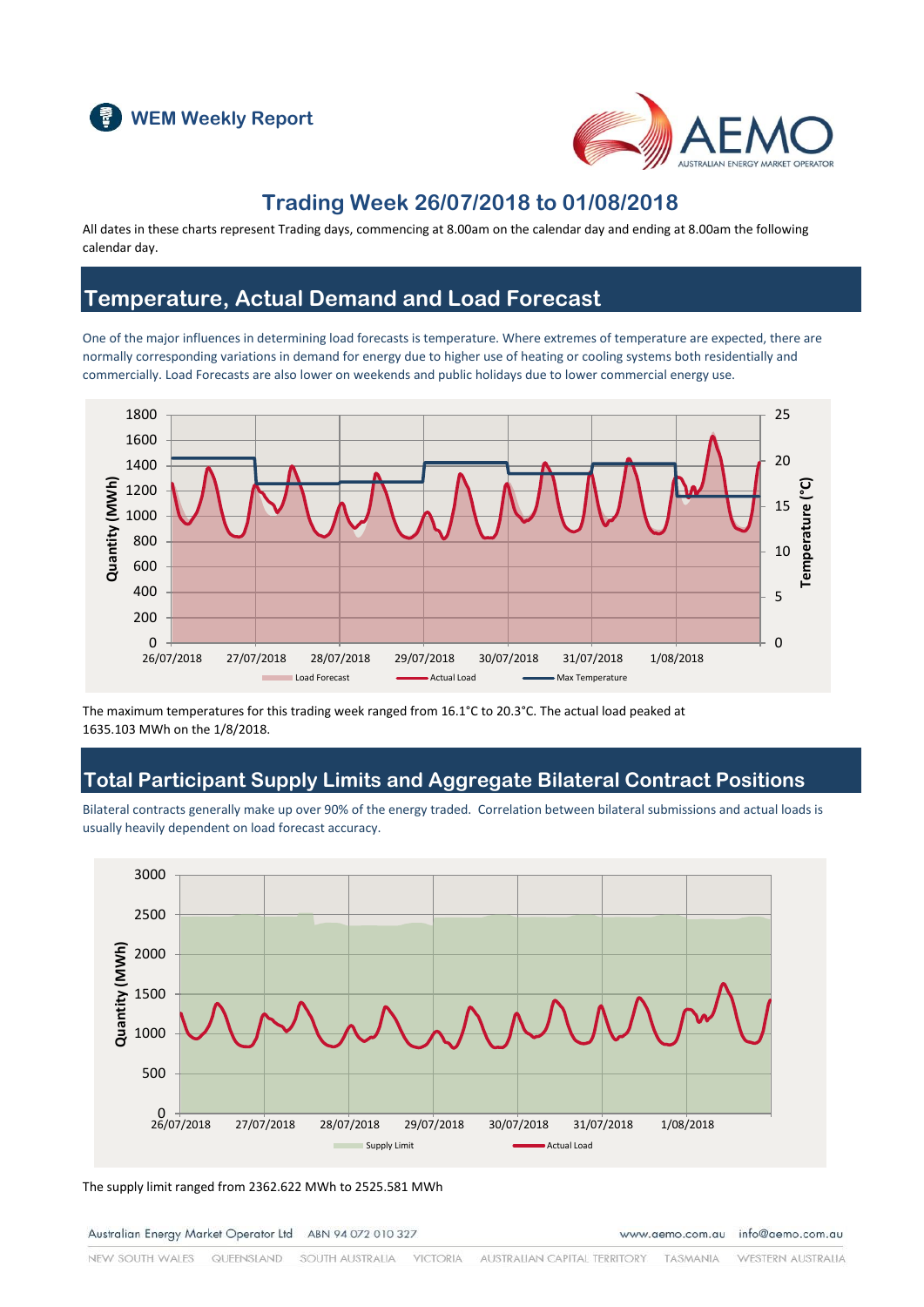WEM Weekly Report

# Trading Week 26/07/2018 to 01/08/2018

All dates in these charts represent Trading days, commencing at 8.00am on the calendar day and ending at 8.00am the following calendar day.

## Temperature, Actual Demand and Load Forecast

One of the major influences in determining load forecasts is temperature. Where extremes of temperature are expected, there are normally corresponding variations in demand for energy due to higher use of heating or cooling systems both residentially and commercially. Load Forecasts are also lower on weekends and public holidays due to lower commercial energy use.

The maximum temperatures for this trading week ranged from 16.1°C to 20.3°C. The actual load peaked at 1635.103 MWh on the 1/8/2018.

## Total Participant Supply Limits and Aggregate Bilateral Contract Positions

Bilateral contracts generally make up over 90% of the energy traded. Correlation between bilateral submissions and actual loads is usually heavily dependent on load forecast accuracy.

The supply limit ranged from 2362.622 MWh to 2525.581 MWh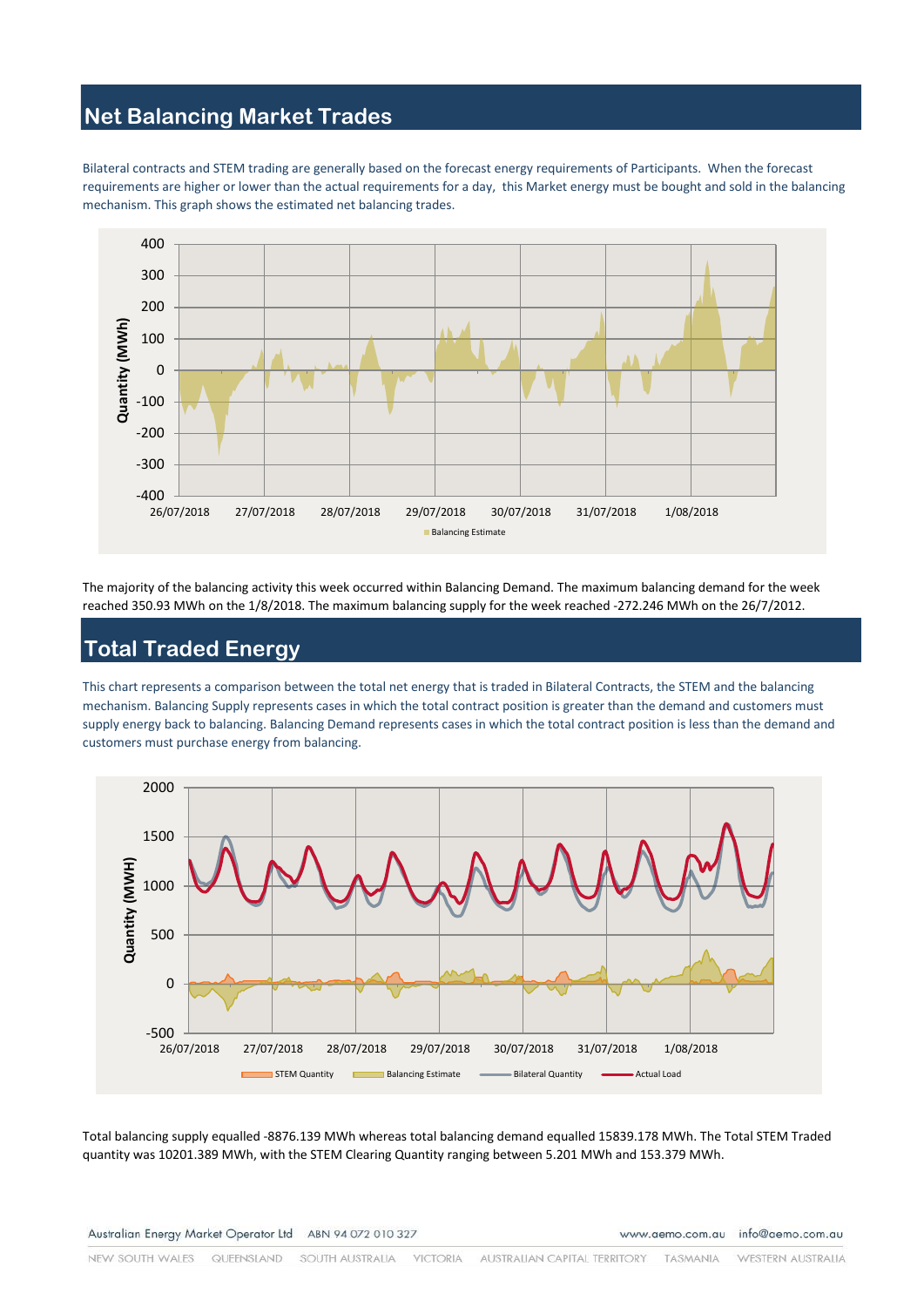## Net Balancing Market Trades

Bilateral contracts and STEM trading are generally based on the forecast energy requirements of Participants. When the forecast requirements are higher or lower than the actual requirements for a day, this Market energy must be bought and sold in the balancing mechanism. This graph shows the estimated net balancing trades.

The majority of the balancing activity this week occurred within Balancing Demand. The maximum balancing demand for the week reached 350.93 MWh on the 1/8/2018. The maximum balancing supply for the week reached -272.246 MWh on the 26/7/2012.

## Total Traded Energy

This chart represents a comparison between the total net energy that is traded in Bilateral Contracts, the STEM and the balancing mechanism. Balancing Supply represents cases in which the total contract position is greater than the demand and customers must supply energy back to balancing. Balancing Demand represents cases in which the total contract position is less than the demand and customers must purchase energy from balancing.

Total balancing supply equalled -8876.139 MWh whereas total balancing demand equalled 15839.178 MWh. The Total STEM Traded quantity was 10201.389 MWh, with the STEM Clearing Quantity ranging between 5.201 MWh and 153.379 MWh.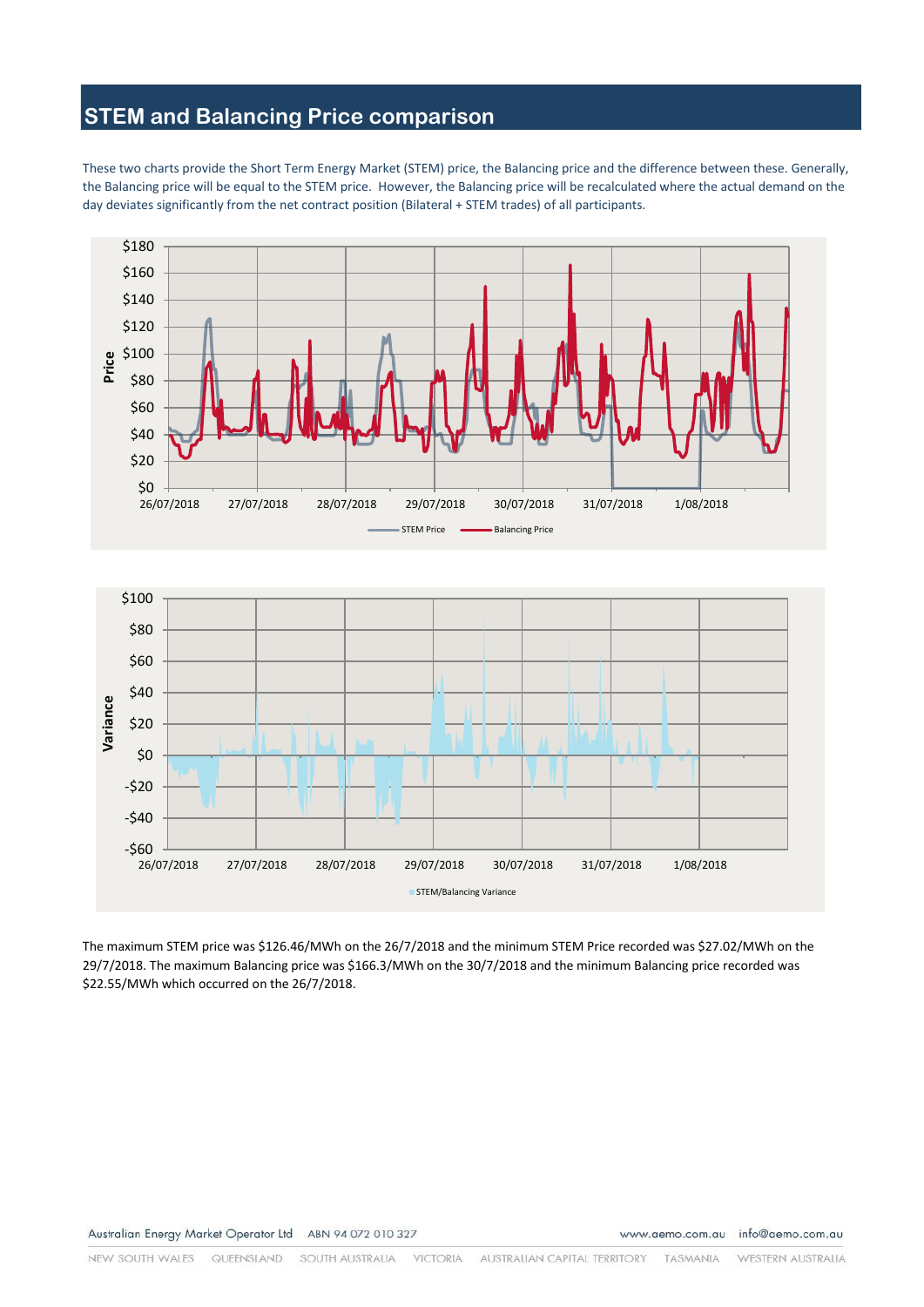## STEM and Balancing Price comparison

These two charts provide the Short Term Energy Market (STEM) price, the Balancing price and the difference between these. Generally, the Balancing price will be equal to the STEM price. However, the Balancing price will be recalculated where the actual demand on the day deviates significantly from the net contract position (Bilateral + STEM trades) of all participants.

Price

$180
$160
$140
$120
$100
$80
$60
$40
$20
$0

26/07/2018
27/07/2018
28/07/2018
29/07/2018
30/07/2018
31/07/2018
1/08/2018

STEM Price
Balancing Price

Variance

$100
$80
$60
$40
$20
$0
-$20
-$40
-$60

26/07/2018
27/07/2018
28/07/2018
29/07/2018
30/07/2018
31/07/2018
1/08/2018

STEM/Balancing Variance

The maximum STEM price was $126.46/MWh on the 26/7/2018 and the minimum STEM Price recorded was $27.02/MWh on the 29/7/2018. The maximum Balancing price was $166.3/MWh on the 30/7/2018 and the minimum Balancing price recorded was $22.55/MWh which occurred on the 26/7/2018.